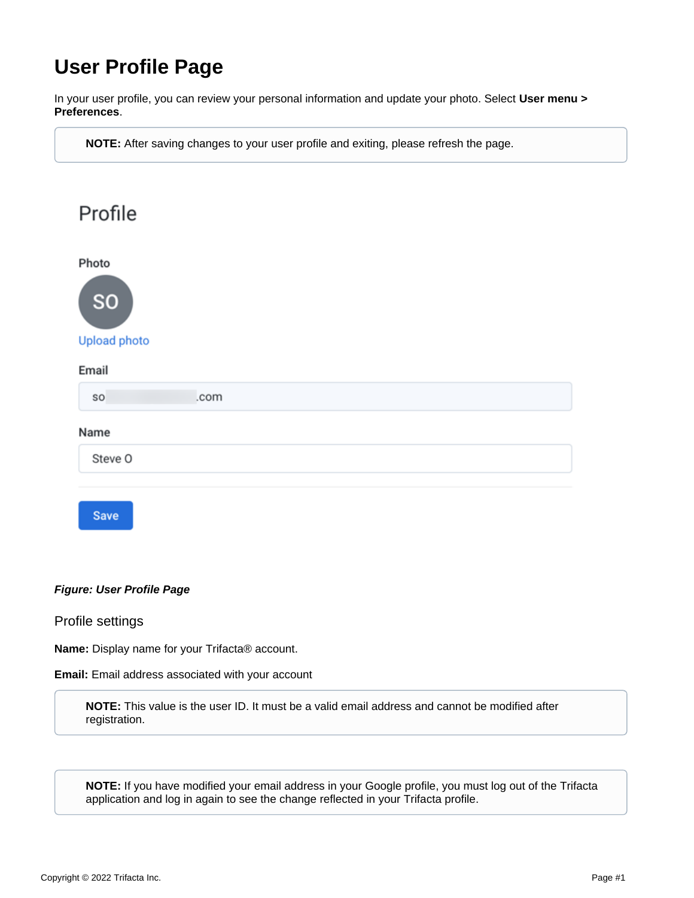# User Profile Page

In your user profile, you can review your personal information and update your photo. Select **User menu > Preferences**.

> **NOTE:** After saving changes to your user profile and exiting, please refresh the page.

***Figure: User Profile Page***

## Profile settings

**Name:** Display name for your Trifacta® account.

**Email:** Email address associated with your account

> **NOTE:** This value is the user ID. It must be a valid email address and cannot be modified after registration.

> **NOTE:** If you have modified your email address in your Google profile, you must log out of the Trifacta application and log in again to see the change reflected in your Trifacta profile.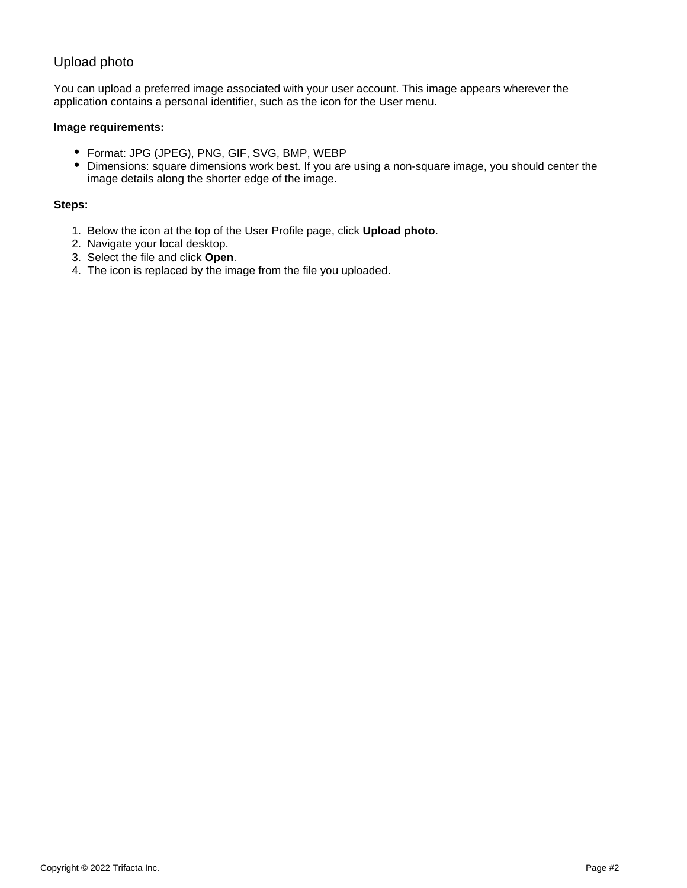## Upload photo

You can upload a preferred image associated with your user account. This image appears wherever the application contains a personal identifier, such as the icon for the User menu.

**Image requirements:**

- Format: JPG (JPEG), PNG, GIF, SVG, BMP, WEBP
- Dimensions: square dimensions work best. If you are using a non-square image, you should center the image details along the shorter edge of the image.

**Steps:**

1. Below the icon at the top of the User Profile page, click **Upload photo**.
2. Navigate your local desktop.
3. Select the file and click **Open**.
4. The icon is replaced by the image from the file you uploaded.